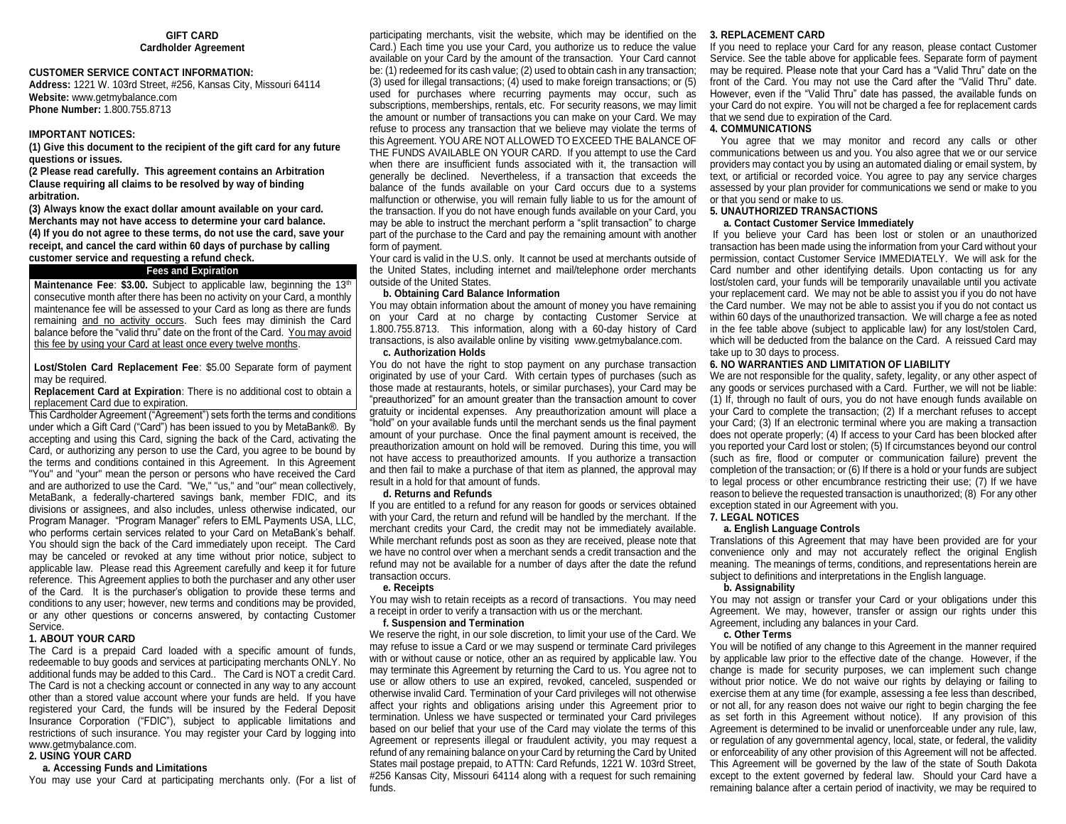# GIFT CARD
## Cardholder Agreement

**CUSTOMER SERVICE CONTACT INFORMATION:**
**Address:** 1221 W. 103rd Street, #256, Kansas City, Missouri 64114
**Website:** www.getmybalance.com
**Phone Number:** 1.800.755.8713

**IMPORTANT NOTICES:**

**(1) Give this document to the recipient of the gift card for any future questions or issues.**

**(2 Please read carefully. This agreement contains an Arbitration Clause requiring all claims to be resolved by way of binding arbitration.**

**(3) Always know the exact dollar amount available on your card. Merchants may not have access to determine your card balance.**

**(4) If you do not agree to these terms, do not use the card, save your receipt, and cancel the card within 60 days of purchase by calling customer service and requesting a refund check.**

| Fees and Expiration |
|---|
| **Maintenance Fee**: **$3.00.** Subject to applicable law, beginning the 13th consecutive month after there has been no activity on your Card, a monthly maintenance fee will be assessed to your Card as long as there are funds remaining and no activity occurs. Such fees may diminish the Card balance before the "valid thru" date on the front of the Card. You may avoid this fee by using your Card at least once every twelve months. |
| **Lost/Stolen Card Replacement Fee**: $5.00 Separate form of payment may be required. |
| **Replacement Card at Expiration**: There is no additional cost to obtain a replacement Card due to expiration. |

This Cardholder Agreement ("Agreement") sets forth the terms and conditions under which a Gift Card ("Card") has been issued to you by MetaBank®. By accepting and using this Card, signing the back of the Card, activating the Card, or authorizing any person to use the Card, you agree to be bound by the terms and conditions contained in this Agreement. In this Agreement "You" and "your" mean the person or persons who have received the Card and are authorized to use the Card. "We," "us," and "our" mean collectively, MetaBank, a federally-chartered savings bank, member FDIC, and its divisions or assignees, and also includes, unless otherwise indicated, our Program Manager. "Program Manager" refers to EML Payments USA, LLC, who performs certain services related to your Card on MetaBank's behalf. You should sign the back of the Card immediately upon receipt. The Card may be canceled or revoked at any time without prior notice, subject to applicable law. Please read this Agreement carefully and keep it for future reference. This Agreement applies to both the purchaser and any other user of the Card. It is the purchaser's obligation to provide these terms and conditions to any user; however, new terms and conditions may be provided, or any other questions or concerns answered, by contacting Customer Service.

### 1. ABOUT YOUR CARD

The Card is a prepaid Card loaded with a specific amount of funds, redeemable to buy goods and services at participating merchants ONLY. No additional funds may be added to this Card.. The Card is NOT a credit Card. The Card is not a checking account or connected in any way to any account other than a stored value account where your funds are held. If you have registered your Card, the funds will be insured by the Federal Deposit Insurance Corporation ("FDIC"), subject to applicable limitations and restrictions of such insurance. You may register your Card by logging into www.getmybalance.com.

### 2. USING YOUR CARD

#### a. Accessing Funds and Limitations

You may use your Card at participating merchants only. (For a list of participating merchants, visit the website, which may be identified on the Card.) Each time you use your Card, you authorize us to reduce the value available on your Card by the amount of the transaction. Your Card cannot be: (1) redeemed for its cash value; (2) used to obtain cash in any transaction; (3) used for illegal transactions; (4) used to make foreign transactions; or (5) used for purchases where recurring payments may occur, such as subscriptions, memberships, rentals, etc. For security reasons, we may limit the amount or number of transactions you can make on your Card. We may refuse to process any transaction that we believe may violate the terms of this Agreement. YOU ARE NOT ALLOWED TO EXCEED THE BALANCE OF THE FUNDS AVAILABLE ON YOUR CARD. If you attempt to use the Card when there are insufficient funds associated with it, the transaction will generally be declined. Nevertheless, if a transaction that exceeds the balance of the funds available on your Card occurs due to a systems malfunction or otherwise, you will remain fully liable to us for the amount of the transaction. If you do not have enough funds available on your Card, you may be able to instruct the merchant perform a "split transaction" to charge part of the purchase to the Card and pay the remaining amount with another form of payment.

Your card is valid in the U.S. only. It cannot be used at merchants outside of the United States, including internet and mail/telephone order merchants outside of the United States.

#### b. Obtaining Card Balance Information

You may obtain information about the amount of money you have remaining on your Card at no charge by contacting Customer Service at 1.800.755.8713. This information, along with a 60-day history of Card transactions, is also available online by visiting www.getmybalance.com.

#### c. Authorization Holds

You do not have the right to stop payment on any purchase transaction originated by use of your Card. With certain types of purchases (such as those made at restaurants, hotels, or similar purchases), your Card may be "preauthorized" for an amount greater than the transaction amount to cover gratuity or incidental expenses. Any preauthorization amount will place a "hold" on your available funds until the merchant sends us the final payment amount of your purchase. Once the final payment amount is received, the preauthorization amount on hold will be removed. During this time, you will not have access to preauthorized amounts. If you authorize a transaction and then fail to make a purchase of that item as planned, the approval may result in a hold for that amount of funds.

#### d. Returns and Refunds

If you are entitled to a refund for any reason for goods or services obtained with your Card, the return and refund will be handled by the merchant. If the merchant credits your Card, the credit may not be immediately available. While merchant refunds post as soon as they are received, please note that we have no control over when a merchant sends a credit transaction and the refund may not be available for a number of days after the date the refund transaction occurs.

#### e. Receipts

You may wish to retain receipts as a record of transactions. You may need a receipt in order to verify a transaction with us or the merchant.

#### f. Suspension and Termination

We reserve the right, in our sole discretion, to limit your use of the Card. We may refuse to issue a Card or we may suspend or terminate Card privileges with or without cause or notice, other an as required by applicable law. You may terminate this Agreement by returning the Card to us. You agree not to use or allow others to use an expired, revoked, canceled, suspended or otherwise invalid Card. Termination of your Card privileges will not otherwise affect your rights and obligations arising under this Agreement prior to termination. Unless we have suspected or terminated your Card privileges based on our belief that your use of the Card may violate the terms of this Agreement or represents illegal or fraudulent activity, you may request a refund of any remaining balance on your Card by returning the Card by United States mail postage prepaid, to ATTN: Card Refunds, 1221 W. 103rd Street, #256 Kansas City, Missouri 64114 along with a request for such remaining funds.

### 3. REPLACEMENT CARD

If you need to replace your Card for any reason, please contact Customer Service. See the table above for applicable fees. Separate form of payment may be required. Please note that your Card has a "Valid Thru" date on the front of the Card. You may not use the Card after the "Valid Thru" date. However, even if the "Valid Thru" date has passed, the available funds on your Card do not expire. You will not be charged a fee for replacement cards that we send due to expiration of the Card.

### 4. COMMUNICATIONS

You agree that we may monitor and record any calls or other communications between us and you. You also agree that we or our service providers may contact you by using an automated dialing or email system, by text, or artificial or recorded voice. You agree to pay any service charges assessed by your plan provider for communications we send or make to you or that you send or make to us.

### 5. UNAUTHORIZED TRANSACTIONS

#### a. Contact Customer Service Immediately

If you believe your Card has been lost or stolen or an unauthorized transaction has been made using the information from your Card without your permission, contact Customer Service IMMEDIATELY. We will ask for the Card number and other identifying details. Upon contacting us for any lost/stolen card, your funds will be temporarily unavailable until you activate your replacement card. We may not be able to assist you if you do not have the Card number. We may not be able to assist you if you do not contact us within 60 days of the unauthorized transaction. We will charge a fee as noted in the fee table above (subject to applicable law) for any lost/stolen Card, which will be deducted from the balance on the Card. A reissued Card may take up to 30 days to process.

### 6. NO WARRANTIES AND LIMITATION OF LIABILITY

We are not responsible for the quality, safety, legality, or any other aspect of any goods or services purchased with a Card. Further, we will not be liable: (1) If, through no fault of ours, you do not have enough funds available on your Card to complete the transaction; (2) If a merchant refuses to accept your Card; (3) If an electronic terminal where you are making a transaction does not operate properly; (4) If access to your Card has been blocked after you reported your Card lost or stolen; (5) If circumstances beyond our control (such as fire, flood or computer or communication failure) prevent the completion of the transaction; or (6) If there is a hold or your funds are subject to legal process or other encumbrance restricting their use; (7) If we have reason to believe the requested transaction is unauthorized; (8) For any other exception stated in our Agreement with you.

### 7. LEGAL NOTICES

#### a. English Language Controls

Translations of this Agreement that may have been provided are for your convenience only and may not accurately reflect the original English meaning. The meanings of terms, conditions, and representations herein are subject to definitions and interpretations in the English language.

#### b. Assignability

You may not assign or transfer your Card or your obligations under this Agreement. We may, however, transfer or assign our rights under this Agreement, including any balances in your Card.

#### c. Other Terms

You will be notified of any change to this Agreement in the manner required by applicable law prior to the effective date of the change. However, if the change is made for security purposes, we can implement such change without prior notice. We do not waive our rights by delaying or failing to exercise them at any time (for example, assessing a fee less than described, or not all, for any reason does not waive our right to begin charging the fee as set forth in this Agreement without notice). If any provision of this Agreement is determined to be invalid or unenforceable under any rule, law, or regulation of any governmental agency, local, state, or federal, the validity or enforceability of any other provision of this Agreement will not be affected. This Agreement will be governed by the law of the state of South Dakota except to the extent governed by federal law. Should your Card have a remaining balance after a certain period of inactivity, we may be required to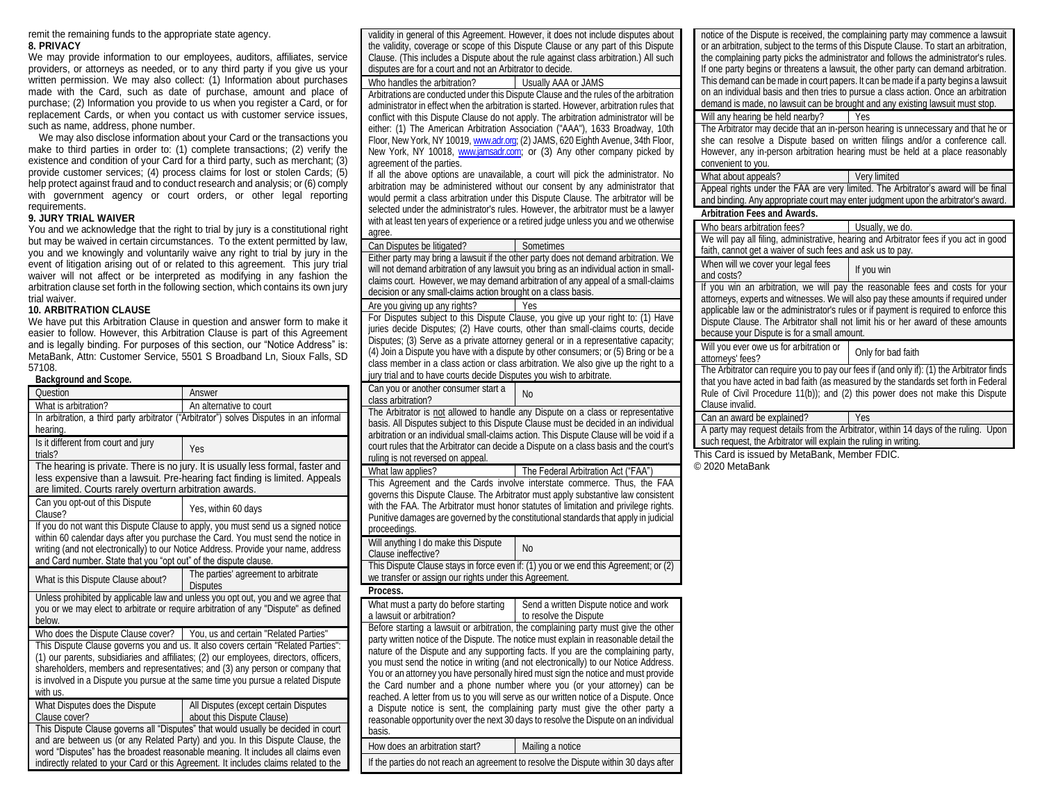remit the remaining funds to the appropriate state agency.

**8. PRIVACY**

We may provide information to our employees, auditors, affiliates, service providers, or attorneys as needed, or to any third party if you give us your written permission. We may also collect: (1) Information about purchases made with the Card, such as date of purchase, amount and place of purchase; (2) Information you provide to us when you register a Card, or for replacement Cards, or when you contact us with customer service issues, such as name, address, phone number.

We may also disclose information about your Card or the transactions you make to third parties in order to: (1) complete transactions; (2) verify the existence and condition of your Card for a third party, such as merchant; (3) provide customer services; (4) process claims for lost or stolen Cards; (5) help protect against fraud and to conduct research and analysis; or (6) comply with government agency or court orders, or other legal reporting requirements.

**9. JURY TRIAL WAIVER**

You and we acknowledge that the right to trial by jury is a constitutional right but may be waived in certain circumstances. To the extent permitted by law, you and we knowingly and voluntarily waive any right to trial by jury in the event of litigation arising out of or related to this agreement. This jury trial waiver will not affect or be interpreted as modifying in any fashion the arbitration clause set forth in the following section, which contains its own jury trial waiver.

**10. ARBITRATION CLAUSE**

We have put this Arbitration Clause in question and answer form to make it easier to follow. However, this Arbitration Clause is part of this Agreement and is legally binding. For purposes of this section, our "Notice Address" is: MetaBank, Attn: Customer Service, 5501 S Broadband Ln, Sioux Falls, SD 57108.

**Background and Scope.**

| Question | Answer |
|---|---|
| What is arbitration? | An alternative to court |

In arbitration, a third party arbitrator ("Arbitrator") solves Disputes in an informal hearing.

| | |
|---|---|
| Is it different from court and jury trials? | Yes |

The hearing is private. There is no jury. It is usually less formal, faster and less expensive than a lawsuit. Pre-hearing fact finding is limited. Appeals are limited. Courts rarely overturn arbitration awards.

| | |
|---|---|
| Can you opt-out of this Dispute Clause? | Yes, within 60 days |

If you do not want this Dispute Clause to apply, you must send us a signed notice within 60 calendar days after you purchase the Card. You must send the notice in writing (and not electronically) to our Notice Address. Provide your name, address and Card number. State that you "opt out" of the dispute clause.

| | |
|---|---|
| What is this Dispute Clause about? | The parties' agreement to arbitrate Disputes |

Unless prohibited by applicable law and unless you opt out, you and we agree that you or we may elect to arbitrate or require arbitration of any "Dispute" as defined below.

| | |
|---|---|
| Who does the Dispute Clause cover? | You, us and certain "Related Parties" |

This Dispute Clause governs you and us. It also covers certain "Related Parties": (1) our parents, subsidiaries and affiliates; (2) our employees, directors, officers, shareholders, members and representatives; and (3) any person or company that is involved in a Dispute you pursue at the same time you pursue a related Dispute with us.

| | |
|---|---|
| What Disputes does the Dispute Clause cover? | All Disputes (except certain Disputes about this Dispute Clause) |

This Dispute Clause governs all "Disputes" that would usually be decided in court and are between us (or any Related Party) and you. In this Dispute Clause, the word "Disputes" has the broadest reasonable meaning. It includes all claims even indirectly related to your Card or this Agreement. It includes claims related to the validity in general of this Agreement. However, it does not include disputes about the validity, coverage or scope of this Dispute Clause or any part of this Dispute Clause. (This includes a Dispute about the rule against class arbitration.) All such disputes are for a court and not an Arbitrator to decide.

| | |
|---|---|
| Who handles the arbitration? | Usually AAA or JAMS |

Arbitrations are conducted under this Dispute Clause and the rules of the arbitration administrator in effect when the arbitration is started. However, arbitration rules that conflict with this Dispute Clause do not apply. The arbitration administrator will be either: (1) The American Arbitration Association ("AAA"), 1633 Broadway, 10th Floor, New York, NY 10019, www.adr.org; (2) JAMS, 620 Eighth Avenue, 34th Floor, New York, NY 10018, www.jamsadr.com; or (3) Any other company picked by agreement of the parties.

If all the above options are unavailable, a court will pick the administrator. No arbitration may be administered without our consent by any administrator that would permit a class arbitration under this Dispute Clause. The arbitrator will be selected under the administrator's rules. However, the arbitrator must be a lawyer with at least ten years of experience or a retired judge unless you and we otherwise agree.

| | |
|---|---|
| Can Disputes be litigated? | Sometimes |

Either party may bring a lawsuit if the other party does not demand arbitration. We will not demand arbitration of any lawsuit you bring as an individual action in small-claims court. However, we may demand arbitration of any appeal of a small-claims decision or any small-claims action brought on a class basis.

| | |
|---|---|
| Are you giving up any rights? | Yes |

For Disputes subject to this Dispute Clause, you give up your right to: (1) Have juries decide Disputes; (2) Have courts, other than small-claims courts, decide Disputes; (3) Serve as a private attorney general or in a representative capacity; (4) Join a Dispute you have with a dispute by other consumers; or (5) Bring or be a class member in a class action or class arbitration. We also give up the right to a jury trial and to have courts decide Disputes you wish to arbitrate.

| | |
|---|---|
| Can you or another consumer start a class arbitration? | No |

The Arbitrator is not allowed to handle any Dispute on a class or representative basis. All Disputes subject to this Dispute Clause must be decided in an individual arbitration or an individual small-claims action. This Dispute Clause will be void if a court rules that the Arbitrator can decide a Dispute on a class basis and the court's ruling is not reversed on appeal.

| | |
|---|---|
| What law applies? | The Federal Arbitration Act ("FAA") |

This Agreement and the Cards involve interstate commerce. Thus, the FAA governs this Dispute Clause. The Arbitrator must apply substantive law consistent with the FAA. The Arbitrator must honor statutes of limitation and privilege rights. Punitive damages are governed by the constitutional standards that apply in judicial proceedings.

| | |
|---|---|
| Will anything I do make this Dispute Clause ineffective? | No |

This Dispute Clause stays in force even if: (1) you or we end this Agreement; or (2) we transfer or assign our rights under this Agreement.

**Process.**

| | |
|---|---|
| What must a party do before starting a lawsuit or arbitration? | Send a written Dispute notice and work to resolve the Dispute |

Before starting a lawsuit or arbitration, the complaining party must give the other party written notice of the Dispute. The notice must explain in reasonable detail the nature of the Dispute and any supporting facts. If you are the complaining party, you must send the notice in writing (and not electronically) to our Notice Address. You or an attorney you have personally hired must sign the notice and must provide the Card number and a phone number where you (or your attorney) can be reached. A letter from us to you will serve as our written notice of a Dispute. Once a Dispute notice is sent, the complaining party must give the other party a reasonable opportunity over the next 30 days to resolve the Dispute on an individual basis.

| | |
|---|---|
| How does an arbitration start? | Mailing a notice |

If the parties do not reach an agreement to resolve the Dispute within 30 days after notice of the Dispute is received, the complaining party may commence a lawsuit or an arbitration, subject to the terms of this Dispute Clause. To start an arbitration, the complaining party picks the administrator and follows the administrator's rules. If one party begins or threatens a lawsuit, the other party can demand arbitration. This demand can be made in court papers. It can be made if a party begins a lawsuit on an individual basis and then tries to pursue a class action. Once an arbitration demand is made, no lawsuit can be brought and any existing lawsuit must stop.

| | |
|---|---|
| Will any hearing be held nearby? | Yes |

The Arbitrator may decide that an in-person hearing is unnecessary and that he or she can resolve a Dispute based on written filings and/or a conference call. However, any in-person arbitration hearing must be held at a place reasonably convenient to you.

| | |
|---|---|
| What about appeals? | Very limited |

Appeal rights under the FAA are very limited. The Arbitrator's award will be final and binding. Any appropriate court may enter judgment upon the arbitrator's award.

**Arbitration Fees and Awards.**

| | |
|---|---|
| Who bears arbitration fees? | Usually, we do. |

We will pay all filing, administrative, hearing and Arbitrator fees if you act in good faith, cannot get a waiver of such fees and ask us to pay.

| | |
|---|---|
| When will we cover your legal fees and costs? | If you win |

If you win an arbitration, we will pay the reasonable fees and costs for your attorneys, experts and witnesses. We will also pay these amounts if required under applicable law or the administrator's rules or if payment is required to enforce this Dispute Clause. The Arbitrator shall not limit his or her award of these amounts because your Dispute is for a small amount.

| | |
|---|---|
| Will you ever owe us for arbitration or attorneys' fees? | Only for bad faith |

The Arbitrator can require you to pay our fees if (and only if): (1) the Arbitrator finds that you have acted in bad faith (as measured by the standards set forth in Federal Rule of Civil Procedure 11(b)); and (2) this power does not make this Dispute Clause invalid.

| | |
|---|---|
| Can an award be explained? | Yes |

A party may request details from the Arbitrator, within 14 days of the ruling. Upon such request, the Arbitrator will explain the ruling in writing.

This Card is issued by MetaBank, Member FDIC.

© 2020 MetaBank